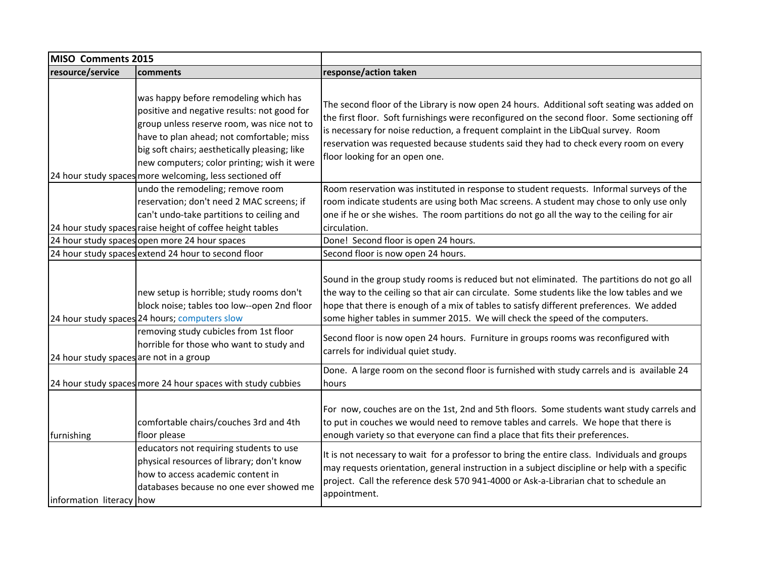| MISO Comments 2015 | | |
|---|---|---|
| resource/service | comments | response/action taken |
| 24 hour study spaces | was happy before remodeling which has positive and negative results: not good for group unless reserve room, was nice not to have to plan ahead; not comfortable; miss big soft chairs; aesthetically pleasing; like new computers; color printing; wish it were more welcoming, less sectioned off | The second floor of the Library is now open 24 hours. Additional soft seating was added on the first floor. Soft furnishings were reconfigured on the second floor. Some sectioning off is necessary for noise reduction, a frequent complaint in the LibQual survey. Room reservation was requested because students said they had to check every room on every floor looking for an open one. |
| 24 hour study spaces | undo the remodeling; remove room reservation; don't need 2 MAC screens; if can't undo-take partitions to ceiling and raise height of coffee height tables | Room reservation was instituted in response to student requests. Informal surveys of the room indicate students are using both Mac screens. A student may chose to only use only one if he or she wishes. The room partitions do not go all the way to the ceiling for air circulation. |
| 24 hour study spaces | open more 24 hour spaces | Done! Second floor is open 24 hours. |
| 24 hour study spaces | extend 24 hour to second floor | Second floor is now open 24 hours. |
| 24 hour study spaces | new setup is horrible; study rooms don't block noise; tables too low--open 2nd floor 24 hours; computers slow | Sound in the group study rooms is reduced but not eliminated. The partitions do not go all the way to the ceiling so that air can circulate. Some students like the low tables and we hope that there is enough of a mix of tables to satisfy different preferences. We added some higher tables in summer 2015. We will check the speed of the computers. |
| 24 hour study spaces | removing study cubicles from 1st floor horrible for those who want to study and are not in a group | Second floor is now open 24 hours. Furniture in groups rooms was reconfigured with carrels for individual quiet study. |
| 24 hour study spaces | more 24 hour spaces with study cubbies | Done. A large room on the second floor is furnished with study carrels and is available 24 hours |
| furnishing | comfortable chairs/couches 3rd and 4th floor please | For now, couches are on the 1st, 2nd and 5th floors. Some students want study carrels and to put in couches we would need to remove tables and carrels. We hope that there is enough variety so that everyone can find a place that fits their preferences. |
| information literacy | educators not requiring students to use physical resources of library; don't know how to access academic content in databases because no one ever showed me how | It is not necessary to wait for a professor to bring the entire class. Individuals and groups may requests orientation, general instruction in a subject discipline or help with a specific project. Call the reference desk 570 941-4000 or Ask-a-Librarian chat to schedule an appointment. |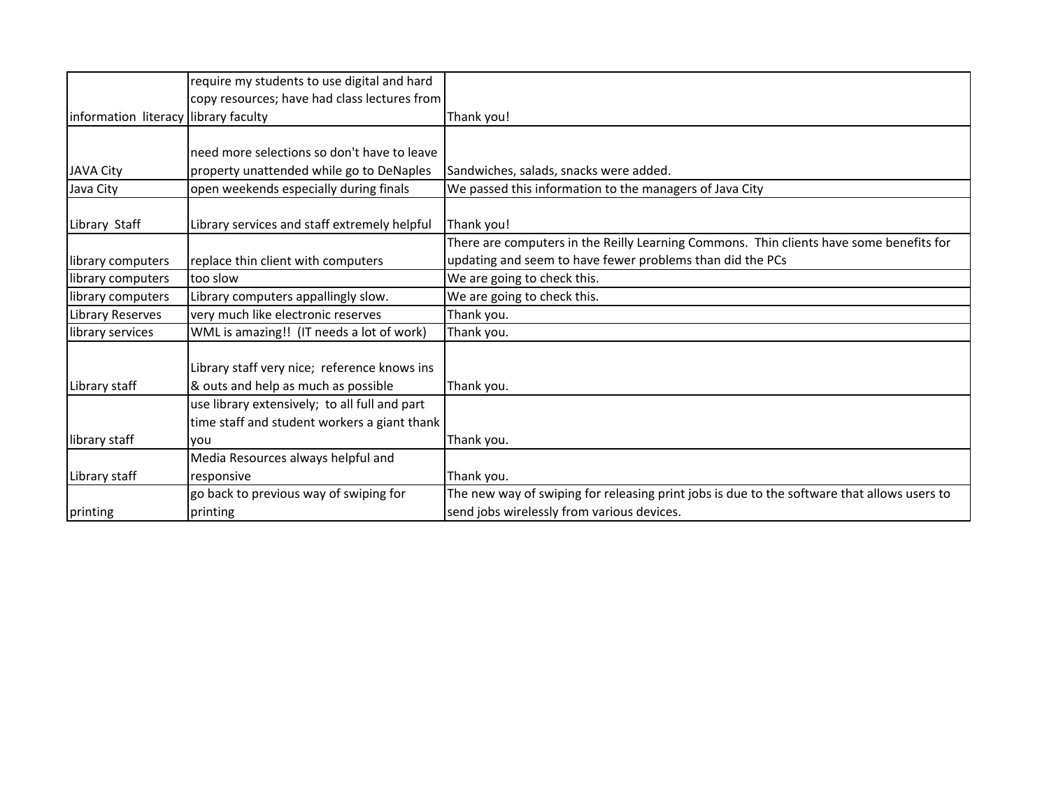| | | |
|---|---|---|
| information literacy | require my students to use digital and hard copy resources; have had class lectures from library faculty | Thank you! |
| JAVA City | need more selections so don't have to leave property unattended while go to DeNaples | Sandwiches, salads, snacks were added. |
| Java City | open weekends especially during finals | We passed this information to the managers of Java City |
| Library Staff | Library services and staff extremely helpful | Thank you! |
| library computers | replace thin client with computers | There are computers in the Reilly Learning Commons. Thin clients have some benefits for updating and seem to have fewer problems than did the PCs |
| library computers | too slow | We are going to check this. |
| library computers | Library computers appallingly slow. | We are going to check this. |
| Library Reserves | very much like electronic reserves | Thank you. |
| library services | WML is amazing!! (IT needs a lot of work) | Thank you. |
| Library staff | Library staff very nice; reference knows ins & outs and help as much as possible | Thank you. |
| library staff | use library extensively; to all full and part time staff and student workers a giant thank you | Thank you. |
| Library staff | Media Resources always helpful and responsive | Thank you. |
| printing | go back to previous way of swiping for printing | The new way of swiping for releasing print jobs is due to the software that allows users to send jobs wirelessly from various devices. |